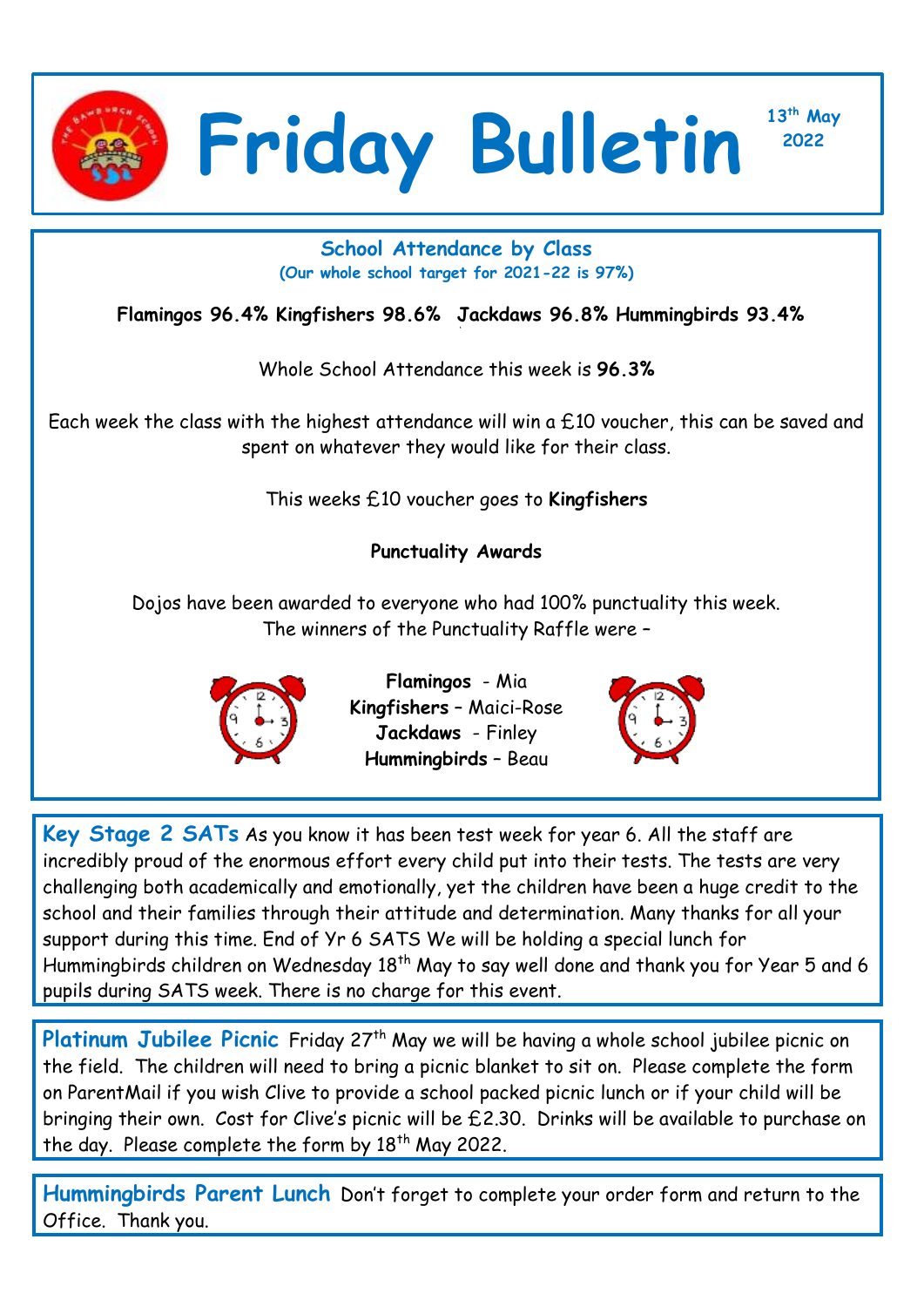# Friday Bulletin

13th May 2022

## School Attendance by Class

**(Our whole school target for 2021-22 is 97%)**

**Flamingos 96.4% Kingfishers 98.6% Jackdaws 96.8% Hummingbirds 93.4%**

Whole School Attendance this week is **96.3%**

Each week the class with the highest attendance will win a £10 voucher, this can be saved and spent on whatever they would like for their class.

This weeks £10 voucher goes to **Kingfishers**

**Punctuality Awards**

Dojos have been awarded to everyone who had 100% punctuality this week.
The winners of the Punctuality Raffle were –

**Flamingos** - Mia
**Kingfishers** – Maici-Rose
**Jackdaws** - Finley
**Hummingbirds** – Beau

**Key Stage 2 SATs** As you know it has been test week for year 6. All the staff are incredibly proud of the enormous effort every child put into their tests. The tests are very challenging both academically and emotionally, yet the children have been a huge credit to the school and their families through their attitude and determination. Many thanks for all your support during this time. End of Yr 6 SATS We will be holding a special lunch for Hummingbirds children on Wednesday 18th May to say well done and thank you for Year 5 and 6 pupils during SATS week. There is no charge for this event.

**Platinum Jubilee Picnic** Friday 27th May we will be having a whole school jubilee picnic on the field. The children will need to bring a picnic blanket to sit on. Please complete the form on ParentMail if you wish Clive to provide a school packed picnic lunch or if your child will be bringing their own. Cost for Clive's picnic will be £2.30. Drinks will be available to purchase on the day. Please complete the form by 18th May 2022.

**Hummingbirds Parent Lunch** Don't forget to complete your order form and return to the Office. Thank you.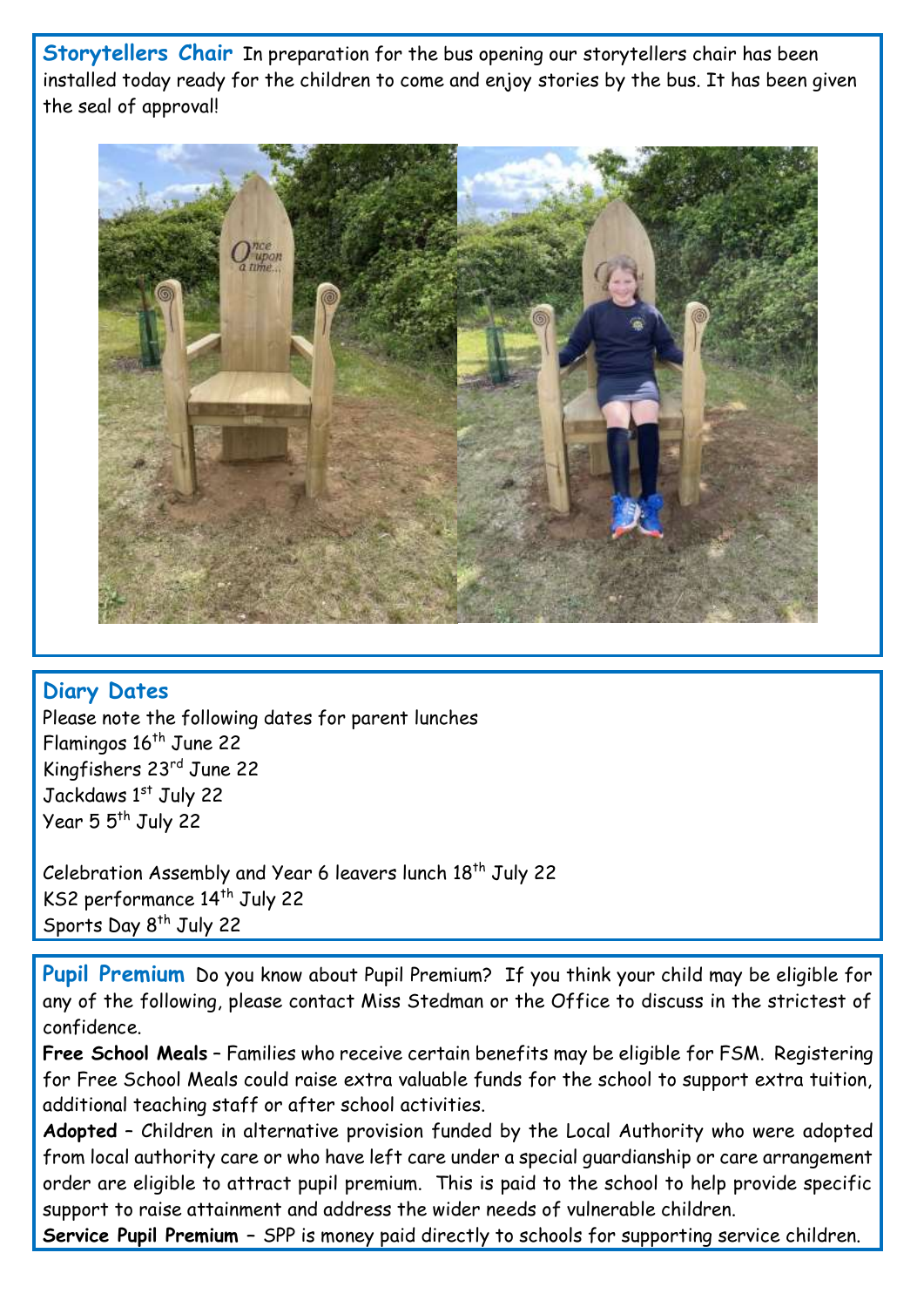**Storytellers Chair** In preparation for the bus opening our storytellers chair has been installed today ready for the children to come and enjoy stories by the bus. It has been given the seal of approval!

## Diary Dates

Please note the following dates for parent lunches

Flamingos 16th June 22

Kingfishers 23rd June 22

Jackdaws 1st July 22

Year 5 5th July 22

Celebration Assembly and Year 6 leavers lunch 18th July 22

KS2 performance 14th July 22

Sports Day 8th July 22

**Pupil Premium** Do you know about Pupil Premium? If you think your child may be eligible for any of the following, please contact Miss Stedman or the Office to discuss in the strictest of confidence.

**Free School Meals** – Families who receive certain benefits may be eligible for FSM. Registering for Free School Meals could raise extra valuable funds for the school to support extra tuition, additional teaching staff or after school activities.

**Adopted** – Children in alternative provision funded by the Local Authority who were adopted from local authority care or who have left care under a special guardianship or care arrangement order are eligible to attract pupil premium. This is paid to the school to help provide specific support to raise attainment and address the wider needs of vulnerable children.

**Service Pupil Premium** – SPP is money paid directly to schools for supporting service children.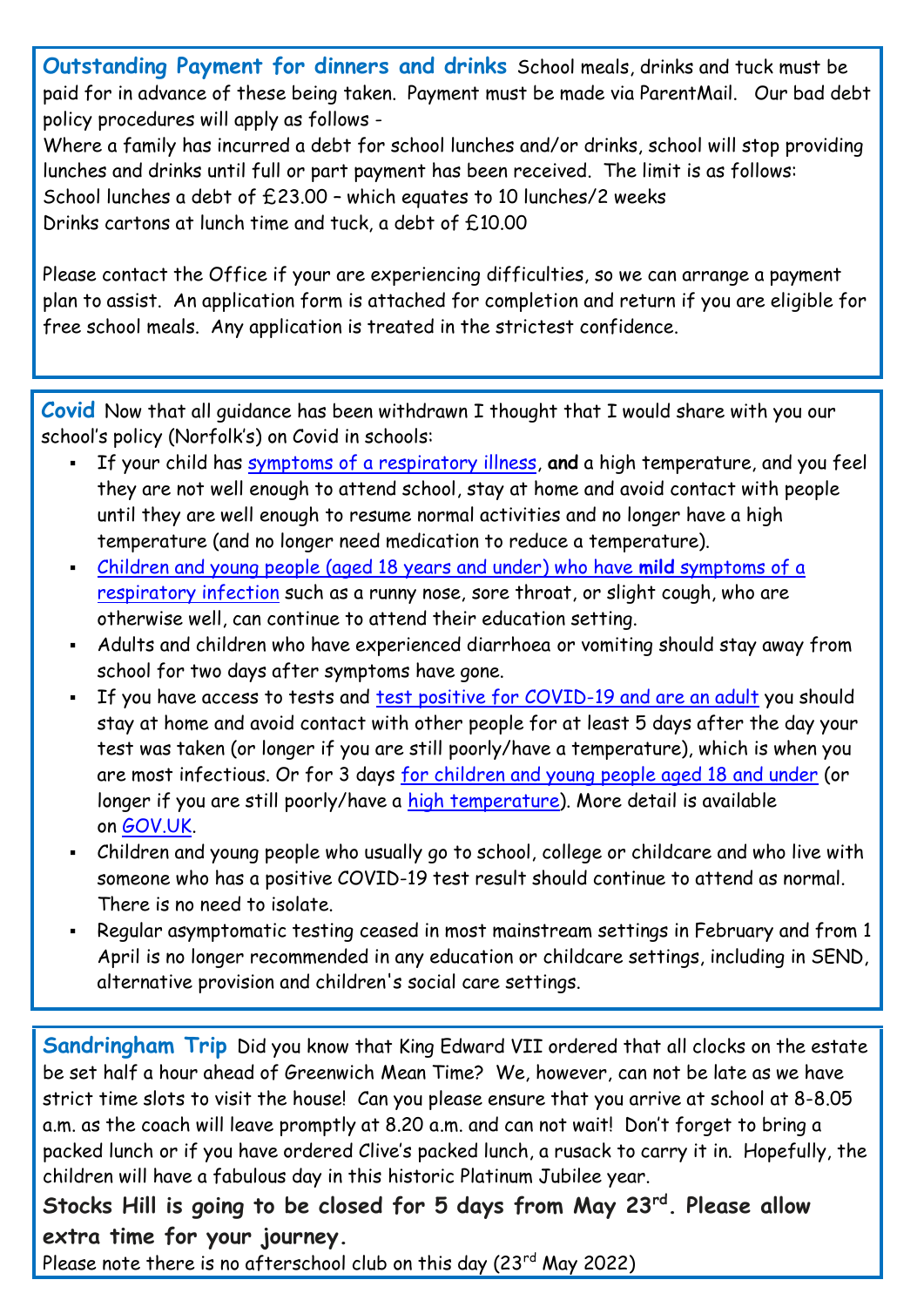**Outstanding Payment for dinners and drinks** School meals, drinks and tuck must be paid for in advance of these being taken. Payment must be made via ParentMail. Our bad debt policy procedures will apply as follows -

Where a family has incurred a debt for school lunches and/or drinks, school will stop providing lunches and drinks until full or part payment has been received. The limit is as follows:

School lunches a debt of £23.00 – which equates to 10 lunches/2 weeks

Drinks cartons at lunch time and tuck, a debt of £10.00

Please contact the Office if your are experiencing difficulties, so we can arrange a payment plan to assist. An application form is attached for completion and return if you are eligible for free school meals. Any application is treated in the strictest confidence.

**Covid** Now that all guidance has been withdrawn I thought that I would share with you our school's policy (Norfolk's) on Covid in schools:

- If your child has symptoms of a respiratory illness, **and** a high temperature, and you feel they are not well enough to attend school, stay at home and avoid contact with people until they are well enough to resume normal activities and no longer have a high temperature (and no longer need medication to reduce a temperature).
- Children and young people (aged 18 years and under) who have **mild** symptoms of a respiratory infection such as a runny nose, sore throat, or slight cough, who are otherwise well, can continue to attend their education setting.
- Adults and children who have experienced diarrhoea or vomiting should stay away from school for two days after symptoms have gone.
- If you have access to tests and test positive for COVID-19 and are an adult you should stay at home and avoid contact with other people for at least 5 days after the day your test was taken (or longer if you are still poorly/have a temperature), which is when you are most infectious. Or for 3 days for children and young people aged 18 and under (or longer if you are still poorly/have a high temperature). More detail is available on GOV.UK.
- Children and young people who usually go to school, college or childcare and who live with someone who has a positive COVID-19 test result should continue to attend as normal. There is no need to isolate.
- Regular asymptomatic testing ceased in most mainstream settings in February and from 1 April is no longer recommended in any education or childcare settings, including in SEND, alternative provision and children's social care settings.

**Sandringham Trip** Did you know that King Edward VII ordered that all clocks on the estate be set half a hour ahead of Greenwich Mean Time? We, however, can not be late as we have strict time slots to visit the house! Can you please ensure that you arrive at school at 8-8.05 a.m. as the coach will leave promptly at 8.20 a.m. and can not wait! Don't forget to bring a packed lunch or if you have ordered Clive's packed lunch, a rusack to carry it in. Hopefully, the children will have a fabulous day in this historic Platinum Jubilee year.

**Stocks Hill is going to be closed for 5 days from May 23rd. Please allow extra time for your journey.**

Please note there is no afterschool club on this day (23rd May 2022)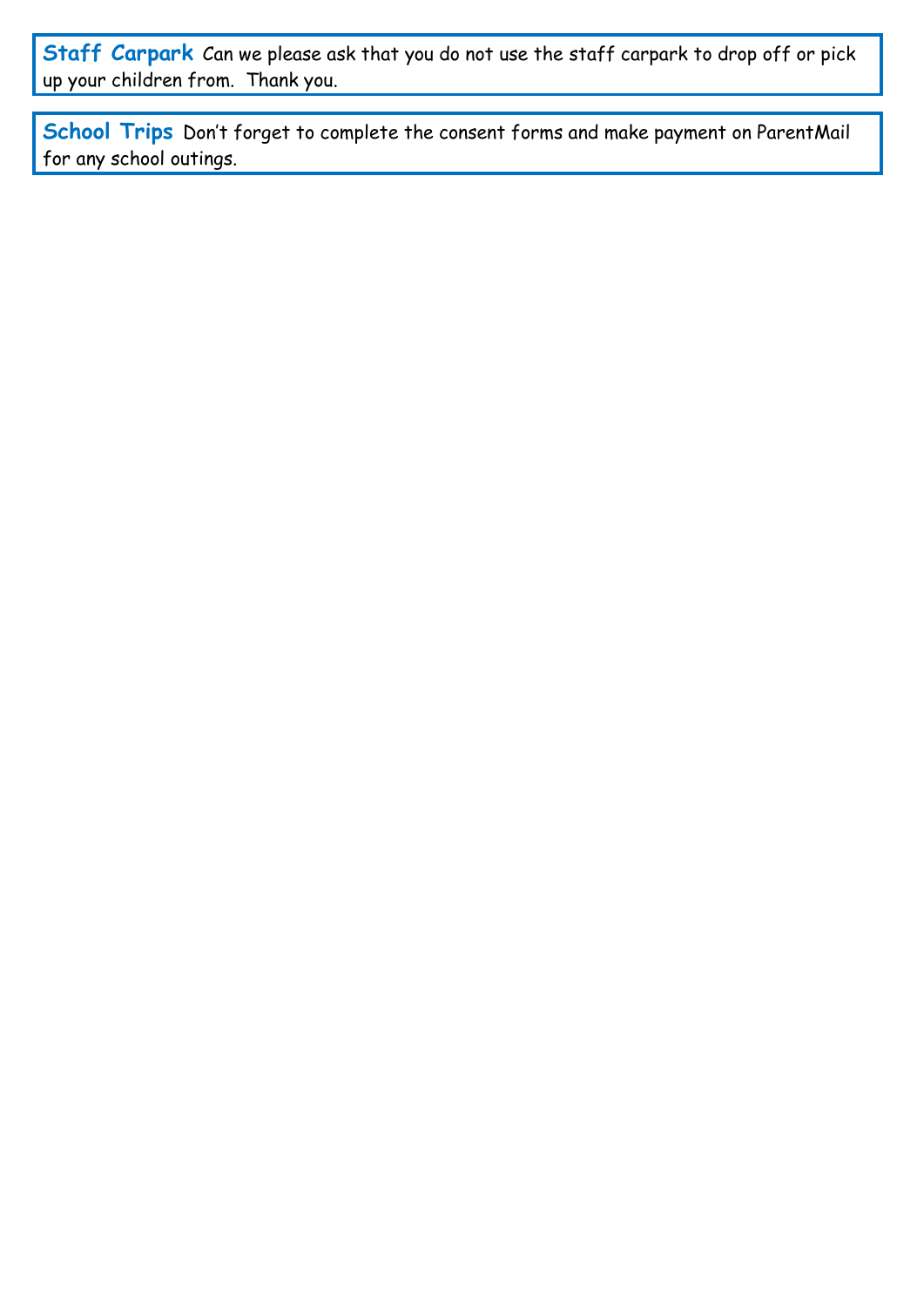**Staff Carpark** Can we please ask that you do not use the staff carpark to drop off or pick up your children from. Thank you.

**School Trips** Don't forget to complete the consent forms and make payment on ParentMail for any school outings.